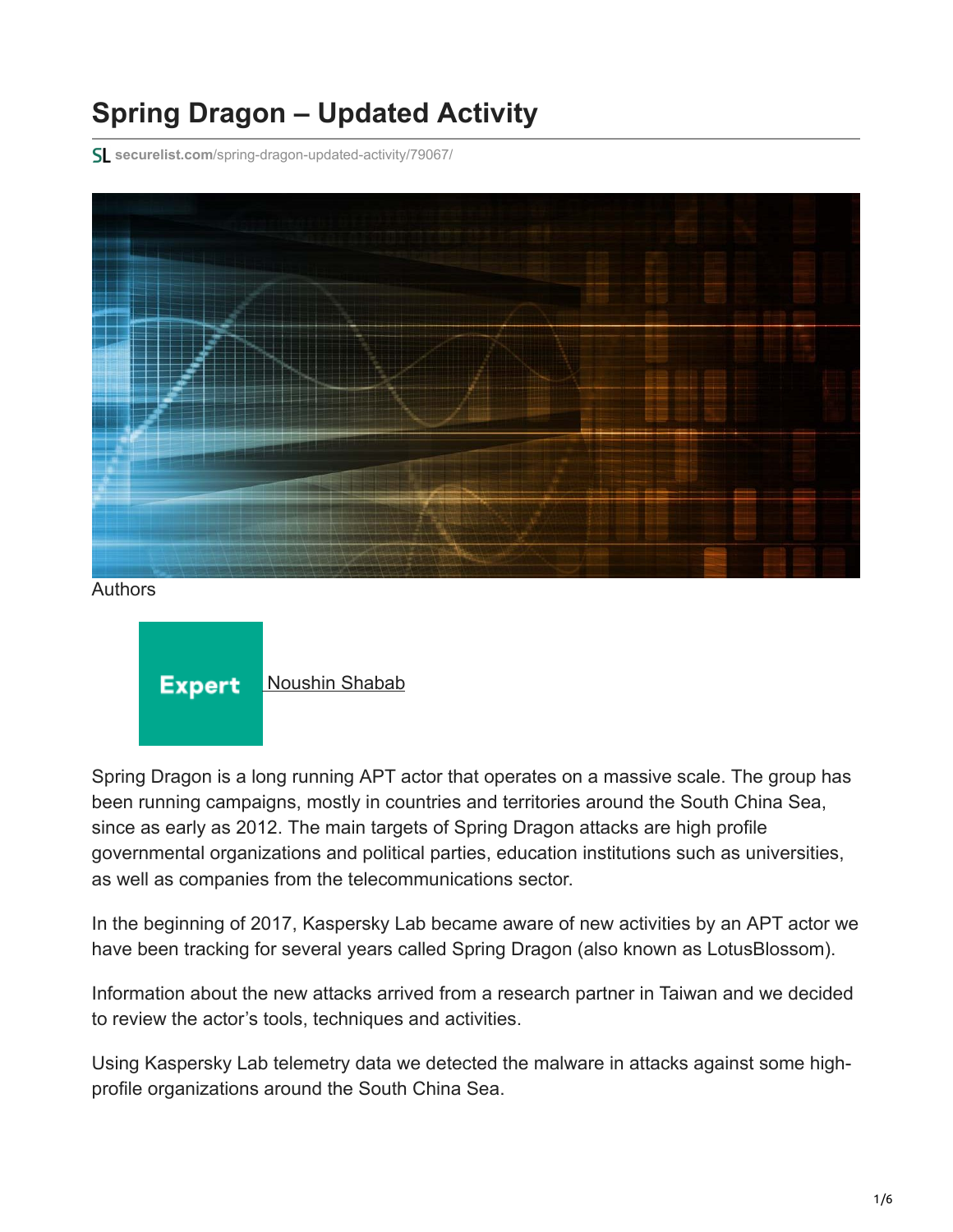# Spring Dragon – Updated Activity

securelist.com/spring-dragon-updated-activity/79067/

Authors

Expert [Noushin Shabab]

Spring Dragon is a long running APT actor that operates on a massive scale. The group has been running campaigns, mostly in countries and territories around the South China Sea, since as early as 2012. The main targets of Spring Dragon attacks are high profile governmental organizations and political parties, education institutions such as universities, as well as companies from the telecommunications sector.

In the beginning of 2017, Kaspersky Lab became aware of new activities by an APT actor we have been tracking for several years called Spring Dragon (also known as LotusBlossom).

Information about the new attacks arrived from a research partner in Taiwan and we decided to review the actor's tools, techniques and activities.

Using Kaspersky Lab telemetry data we detected the malware in attacks against some high-profile organizations around the South China Sea.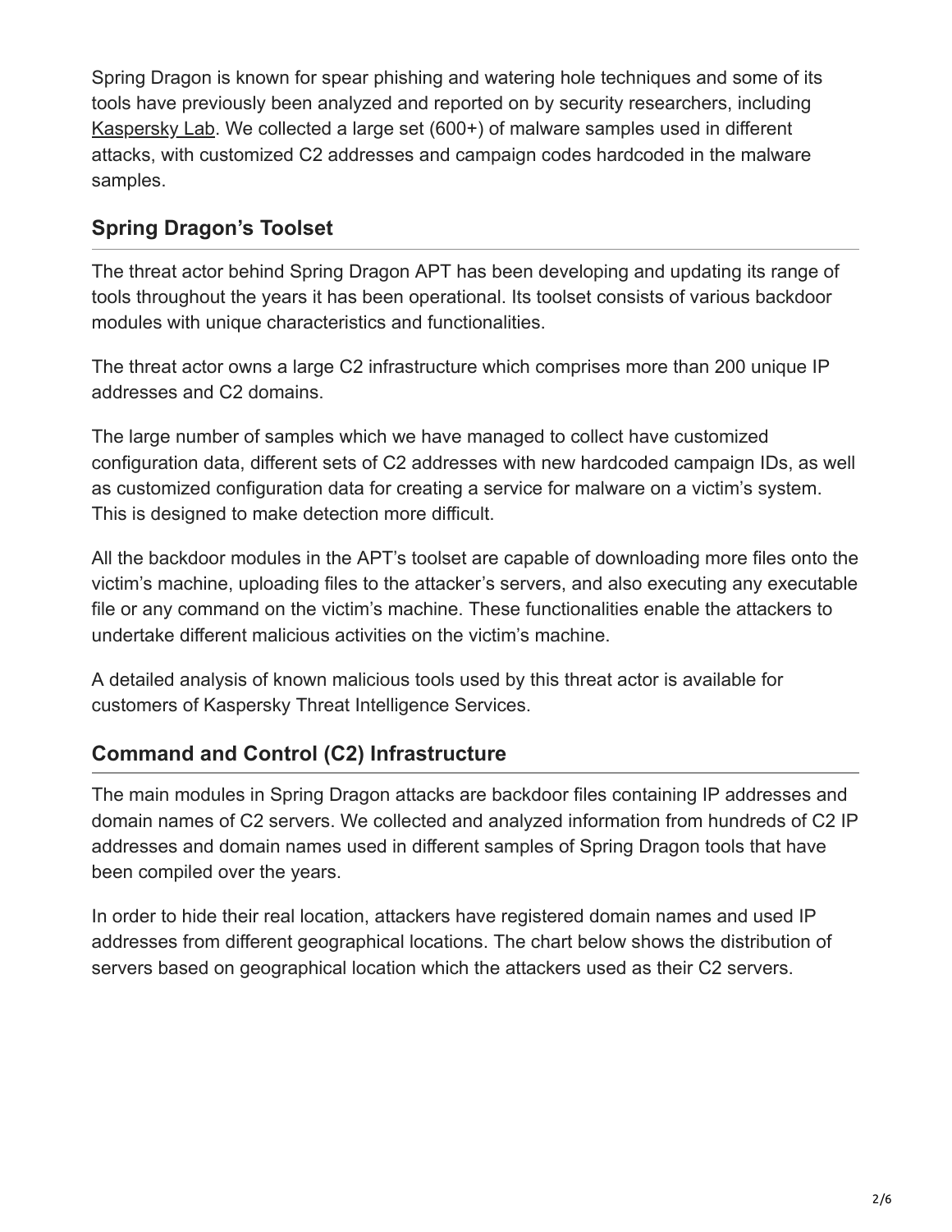Spring Dragon is known for spear phishing and watering hole techniques and some of its tools have previously been analyzed and reported on by security researchers, including Kaspersky Lab. We collected a large set (600+) of malware samples used in different attacks, with customized C2 addresses and campaign codes hardcoded in the malware samples.

## Spring Dragon's Toolset

The threat actor behind Spring Dragon APT has been developing and updating its range of tools throughout the years it has been operational. Its toolset consists of various backdoor modules with unique characteristics and functionalities.

The threat actor owns a large C2 infrastructure which comprises more than 200 unique IP addresses and C2 domains.

The large number of samples which we have managed to collect have customized configuration data, different sets of C2 addresses with new hardcoded campaign IDs, as well as customized configuration data for creating a service for malware on a victim's system. This is designed to make detection more difficult.

All the backdoor modules in the APT's toolset are capable of downloading more files onto the victim's machine, uploading files to the attacker's servers, and also executing any executable file or any command on the victim's machine. These functionalities enable the attackers to undertake different malicious activities on the victim's machine.

A detailed analysis of known malicious tools used by this threat actor is available for customers of Kaspersky Threat Intelligence Services.

## Command and Control (C2) Infrastructure

The main modules in Spring Dragon attacks are backdoor files containing IP addresses and domain names of C2 servers. We collected and analyzed information from hundreds of C2 IP addresses and domain names used in different samples of Spring Dragon tools that have been compiled over the years.

In order to hide their real location, attackers have registered domain names and used IP addresses from different geographical locations. The chart below shows the distribution of servers based on geographical location which the attackers used as their C2 servers.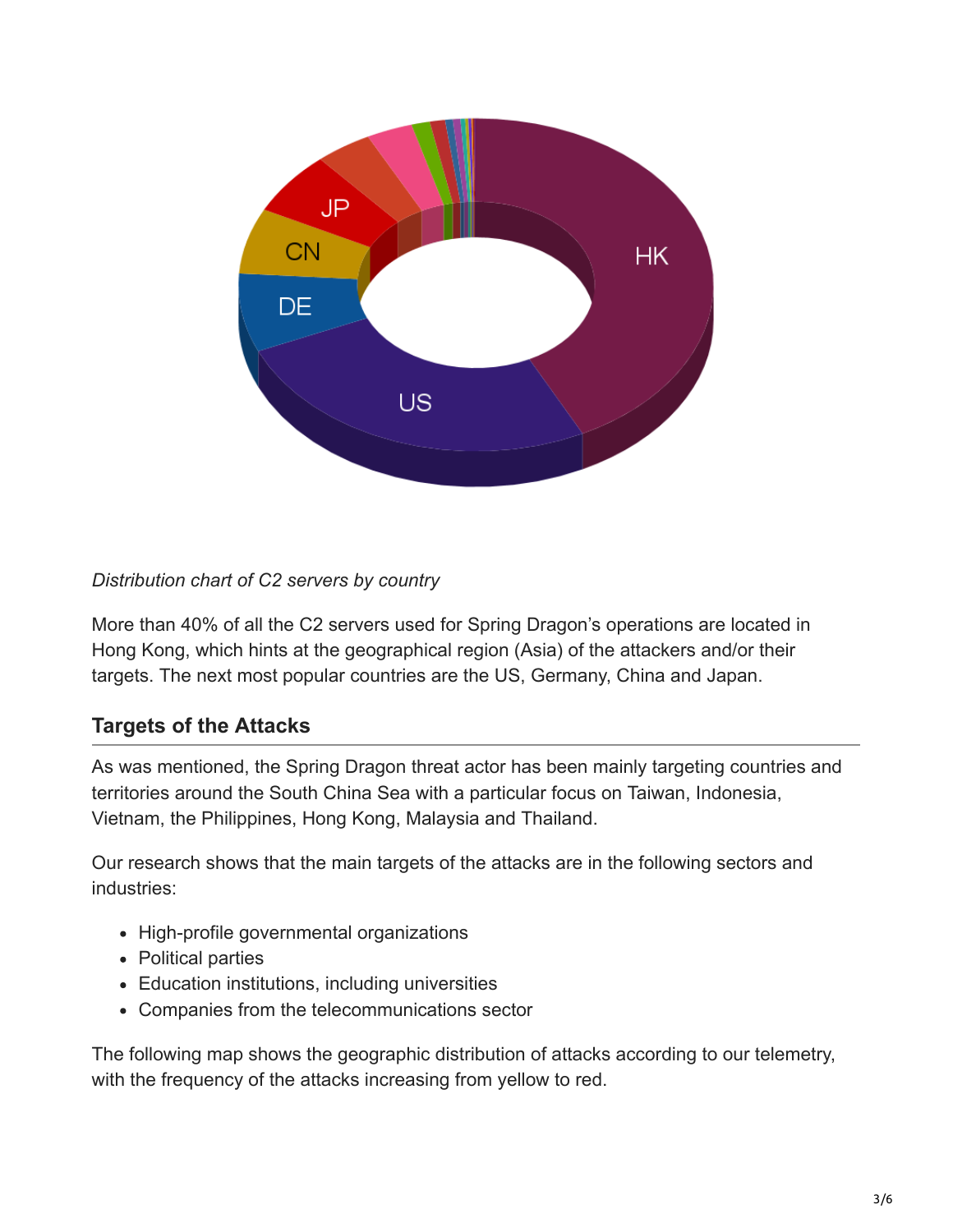*Distribution chart of C2 servers by country*

More than 40% of all the C2 servers used for Spring Dragon's operations are located in Hong Kong, which hints at the geographical region (Asia) of the attackers and/or their targets. The next most popular countries are the US, Germany, China and Japan.

## Targets of the Attacks

As was mentioned, the Spring Dragon threat actor has been mainly targeting countries and territories around the South China Sea with a particular focus on Taiwan, Indonesia, Vietnam, the Philippines, Hong Kong, Malaysia and Thailand.

Our research shows that the main targets of the attacks are in the following sectors and industries:

- High-profile governmental organizations
- Political parties
- Education institutions, including universities
- Companies from the telecommunications sector

The following map shows the geographic distribution of attacks according to our telemetry, with the frequency of the attacks increasing from yellow to red.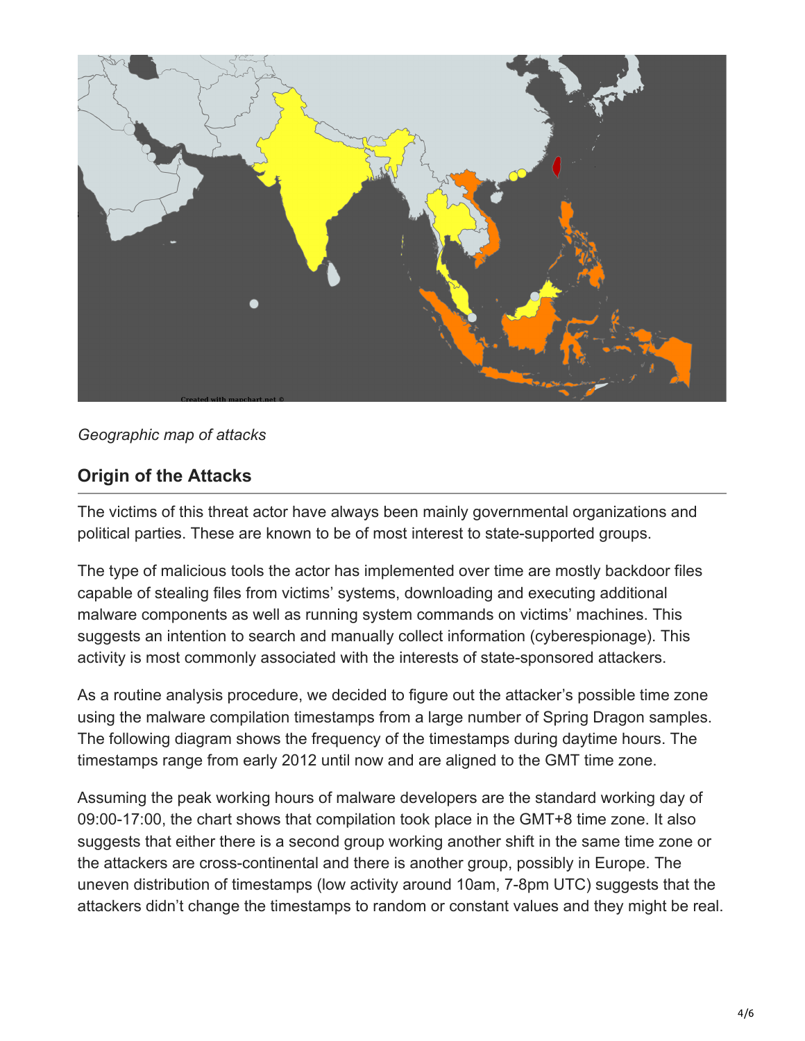*Geographic map of attacks*

## Origin of the Attacks

The victims of this threat actor have always been mainly governmental organizations and political parties. These are known to be of most interest to state-supported groups.

The type of malicious tools the actor has implemented over time are mostly backdoor files capable of stealing files from victims' systems, downloading and executing additional malware components as well as running system commands on victims' machines. This suggests an intention to search and manually collect information (cyberespionage). This activity is most commonly associated with the interests of state-sponsored attackers.

As a routine analysis procedure, we decided to figure out the attacker's possible time zone using the malware compilation timestamps from a large number of Spring Dragon samples. The following diagram shows the frequency of the timestamps during daytime hours. The timestamps range from early 2012 until now and are aligned to the GMT time zone.

Assuming the peak working hours of malware developers are the standard working day of 09:00-17:00, the chart shows that compilation took place in the GMT+8 time zone. It also suggests that either there is a second group working another shift in the same time zone or the attackers are cross-continental and there is another group, possibly in Europe. The uneven distribution of timestamps (low activity around 10am, 7-8pm UTC) suggests that the attackers didn't change the timestamps to random or constant values and they might be real.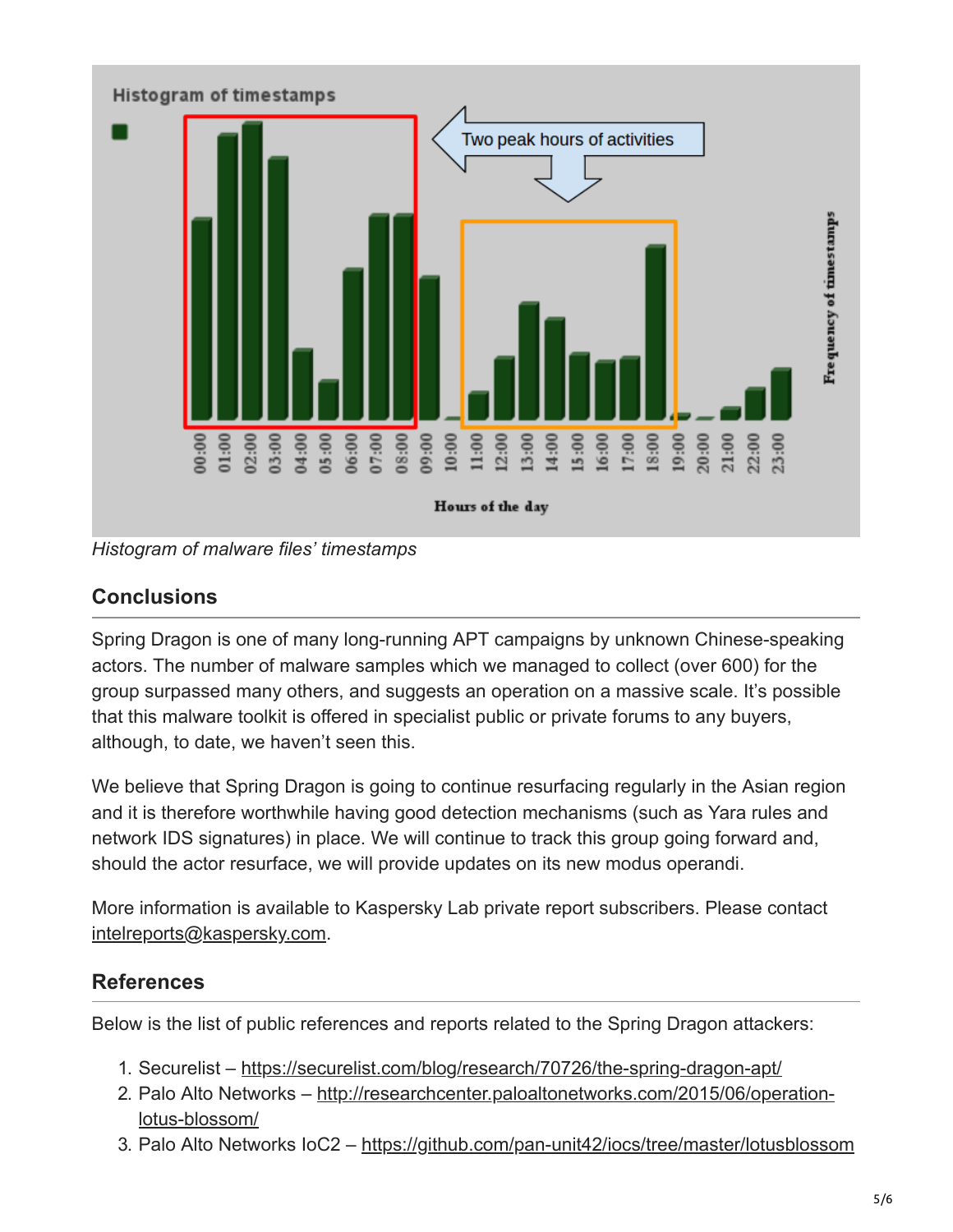*Histogram of malware files' timestamps*

## Conclusions

Spring Dragon is one of many long-running APT campaigns by unknown Chinese-speaking actors. The number of malware samples which we managed to collect (over 600) for the group surpassed many others, and suggests an operation on a massive scale. It's possible that this malware toolkit is offered in specialist public or private forums to any buyers, although, to date, we haven't seen this.

We believe that Spring Dragon is going to continue resurfacing regularly in the Asian region and it is therefore worthwhile having good detection mechanisms (such as Yara rules and network IDS signatures) in place. We will continue to track this group going forward and, should the actor resurface, we will provide updates on its new modus operandi.

More information is available to Kaspersky Lab private report subscribers. Please contact intelreports@kaspersky.com.

## References

Below is the list of public references and reports related to the Spring Dragon attackers:

1. Securelist – https://securelist.com/blog/research/70726/the-spring-dragon-apt/
2. Palo Alto Networks – http://researchcenter.paloaltonetworks.com/2015/06/operation-lotus-blossom/
3. Palo Alto Networks IoC2 – https://github.com/pan-unit42/iocs/tree/master/lotusblossom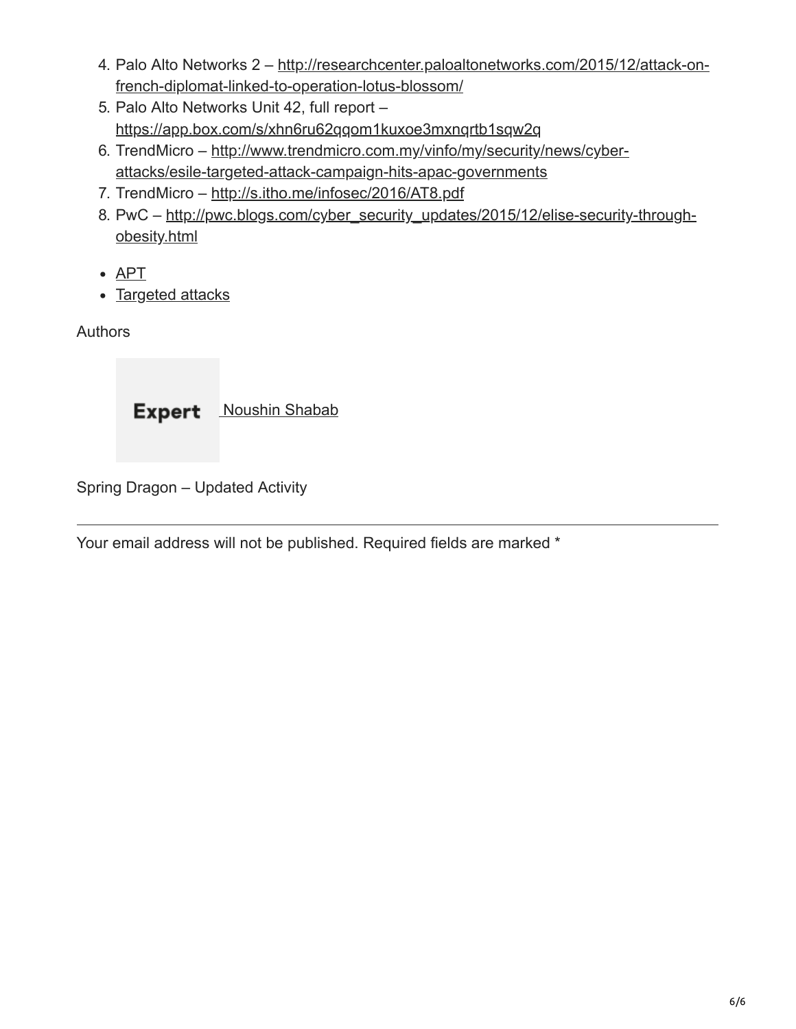4. Palo Alto Networks 2 – http://researchcenter.paloaltonetworks.com/2015/12/attack-on-french-diplomat-linked-to-operation-lotus-blossom/
5. Palo Alto Networks Unit 42, full report – https://app.box.com/s/xhn6ru62qqom1kuxoe3mxnqrtb1sqw2q
6. TrendMicro – http://www.trendmicro.com.my/vinfo/my/security/news/cyber-attacks/esile-targeted-attack-campaign-hits-apac-governments
7. TrendMicro – http://s.itho.me/infosec/2016/AT8.pdf
8. PwC – http://pwc.blogs.com/cyber_security_updates/2015/12/elise-security-through-obesity.html

- APT
- Targeted attacks

Authors

Expert Noushin Shabab

Spring Dragon – Updated Activity

---

Your email address will not be published. Required fields are marked *